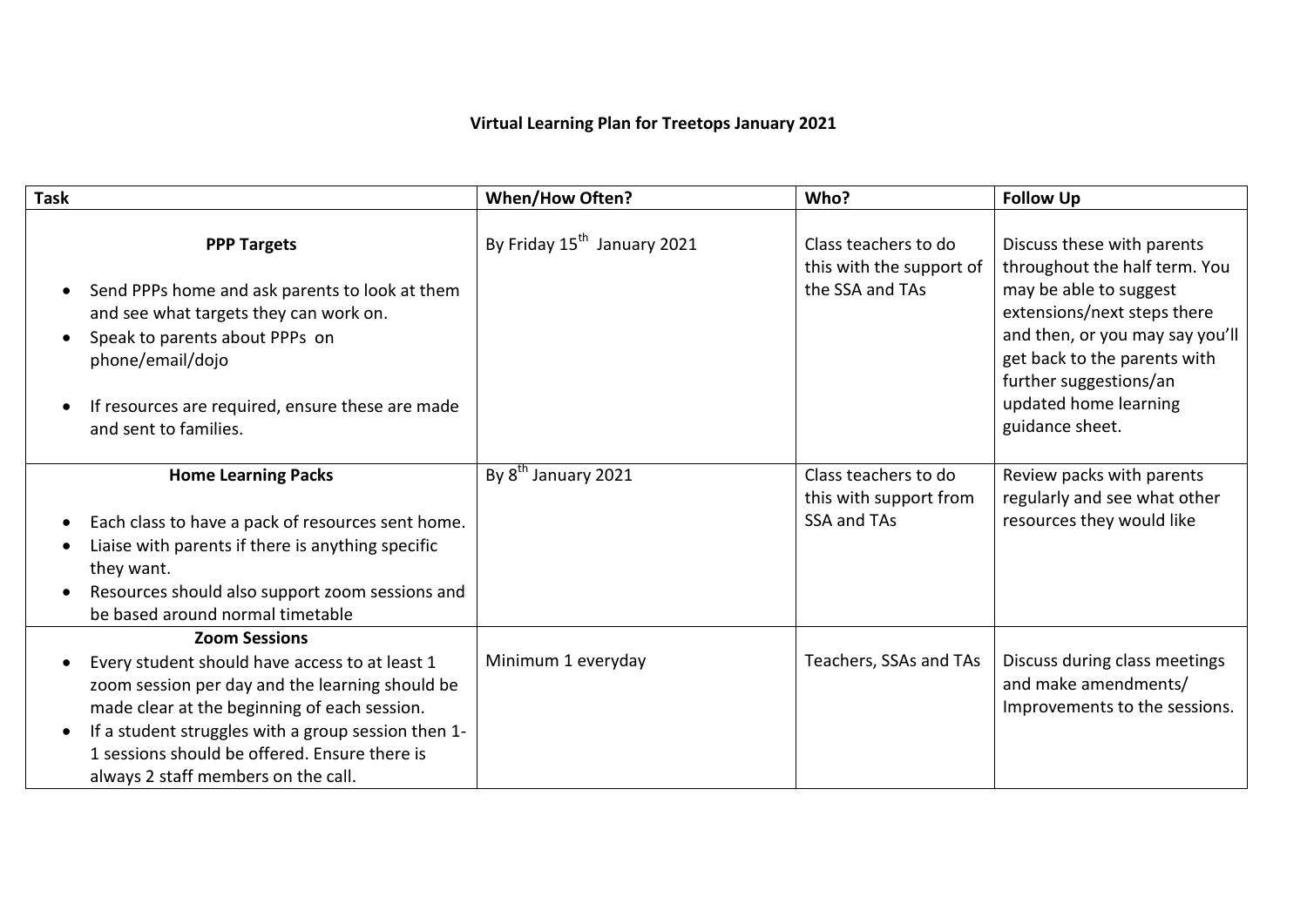# Virtual Learning Plan for Treetops January 2021

| Task | When/How Often? | Who? | Follow Up |
| --- | --- | --- | --- |
| **PPP Targets**<br>• Send PPPs home and ask parents to look at them and see what targets they can work on.<br>• Speak to parents about PPPs on phone/email/dojo<br>• If resources are required, ensure these are made and sent to families. | By Friday 15th January 2021 | Class teachers to do this with the support of the SSA and TAs | Discuss these with parents throughout the half term. You may be able to suggest extensions/next steps there and then, or you may say you'll get back to the parents with further suggestions/an updated home learning guidance sheet. |
| **Home Learning Packs**<br>• Each class to have a pack of resources sent home.<br>• Liaise with parents if there is anything specific they want.<br>• Resources should also support zoom sessions and be based around normal timetable | By 8th January 2021 | Class teachers to do this with support from SSA and TAs | Review packs with parents regularly and see what other resources they would like |
| **Zoom Sessions**<br>• Every student should have access to at least 1 zoom session per day and the learning should be made clear at the beginning of each session.<br>• If a student struggles with a group session then 1-1 sessions should be offered. Ensure there is always 2 staff members on the call. | Minimum 1 everyday | Teachers, SSAs and TAs | Discuss during class meetings and make amendments/ Improvements to the sessions. |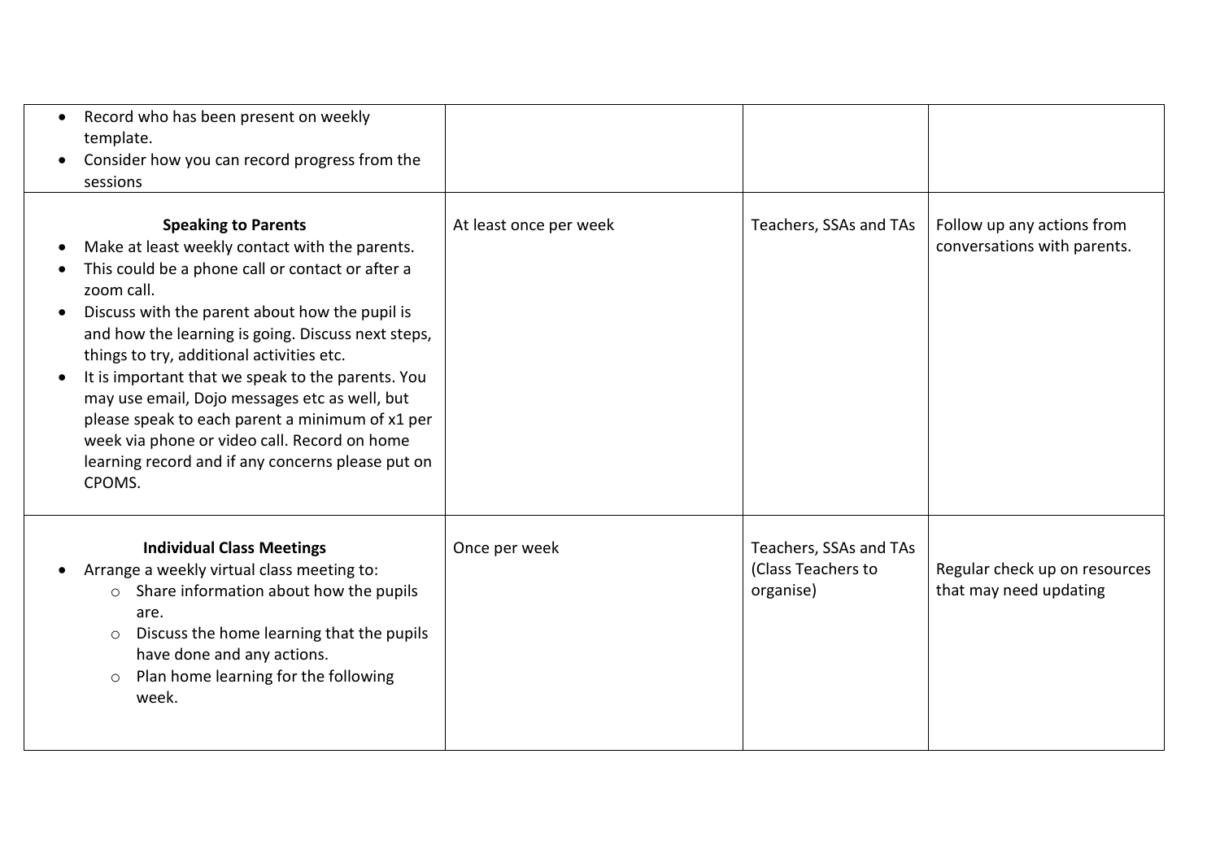| | | | |
|---|---|---|---|
| • Record who has been present on weekly template.<br>• Consider how you can record progress from the sessions | | | |
| **Speaking to Parents**<br>• Make at least weekly contact with the parents.<br>• This could be a phone call or contact or after a zoom call.<br>• Discuss with the parent about how the pupil is and how the learning is going. Discuss next steps, things to try, additional activities etc.<br>• It is important that we speak to the parents. You may use email, Dojo messages etc as well, but please speak to each parent a minimum of x1 per week via phone or video call. Record on home learning record and if any concerns please put on CPOMS. | At least once per week | Teachers, SSAs and TAs | Follow up any actions from conversations with parents. |
| **Individual Class Meetings**<br>• Arrange a weekly virtual class meeting to:<br>&nbsp;&nbsp;◦ Share information about how the pupils are.<br>&nbsp;&nbsp;◦ Discuss the home learning that the pupils have done and any actions.<br>&nbsp;&nbsp;◦ Plan home learning for the following week. | Once per week | Teachers, SSAs and TAs (Class Teachers to organise) | Regular check up on resources that may need updating |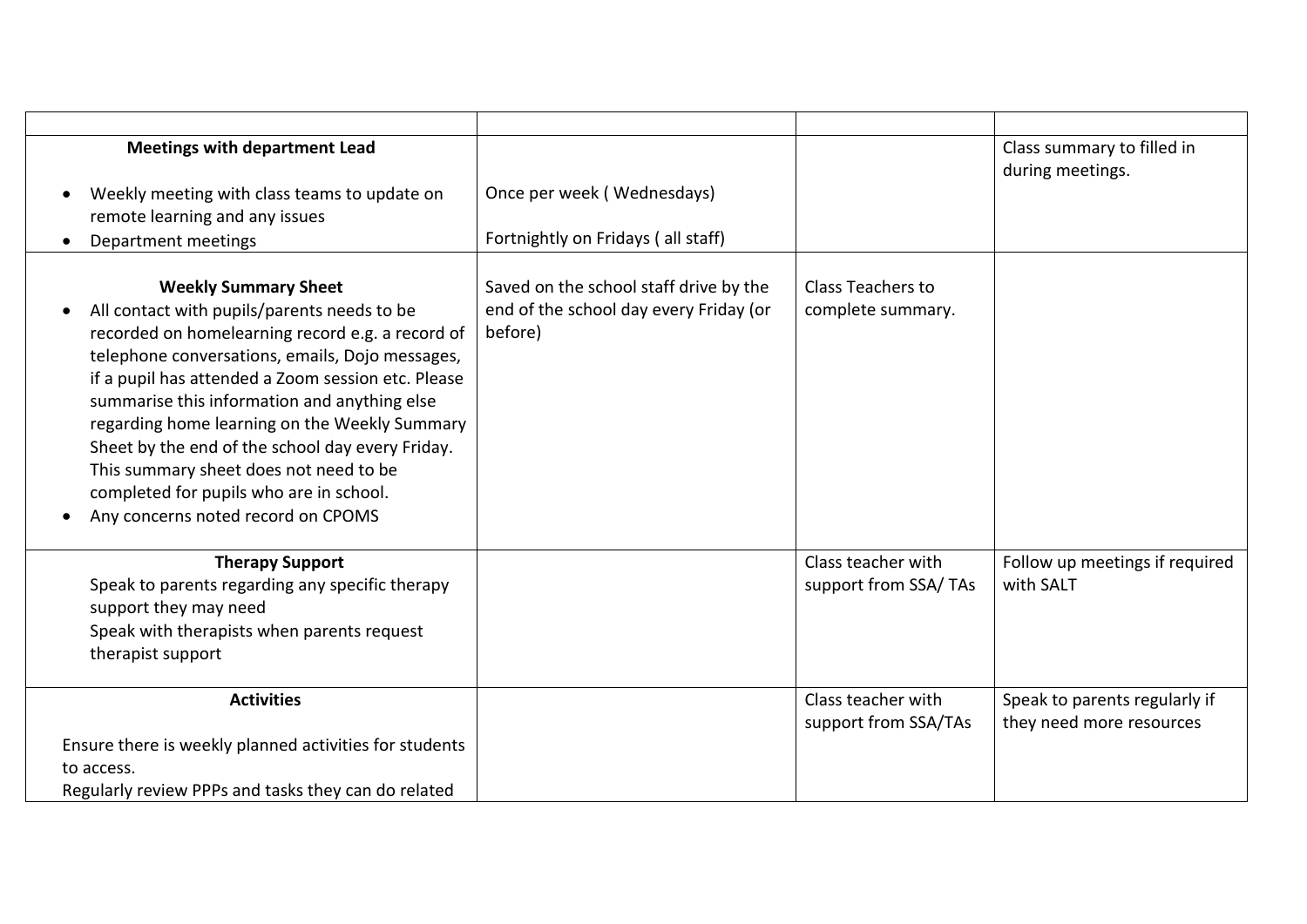| | | | |
|---|---|---|---|
| **Meetings with department Lead**<br><br>• Weekly meeting with class teams to update on remote learning and any issues<br>• Department meetings | <br><br>Once per week ( Wednesdays)<br><br>Fortnightly on Fridays ( all staff) | | Class summary to filled in during meetings. |
| **Weekly Summary Sheet**<br>• All contact with pupils/parents needs to be recorded on homelearning record e.g. a record of telephone conversations, emails, Dojo messages, if a pupil has attended a Zoom session etc. Please summarise this information and anything else regarding home learning on the Weekly Summary Sheet by the end of the school day every Friday. This summary sheet does not need to be completed for pupils who are in school.<br>• Any concerns noted record on CPOMS | Saved on the school staff drive by the end of the school day every Friday (or before) | Class Teachers to complete summary. | |
| **Therapy Support**<br>Speak to parents regarding any specific therapy support they may need<br>Speak with therapists when parents request therapist support | | Class teacher with support from SSA/ TAs | Follow up meetings if required with SALT |
| **Activities**<br><br>Ensure there is weekly planned activities for students to access.<br>Regularly review PPPs and tasks they can do related | | Class teacher with support from SSA/TAs | Speak to parents regularly if they need more resources |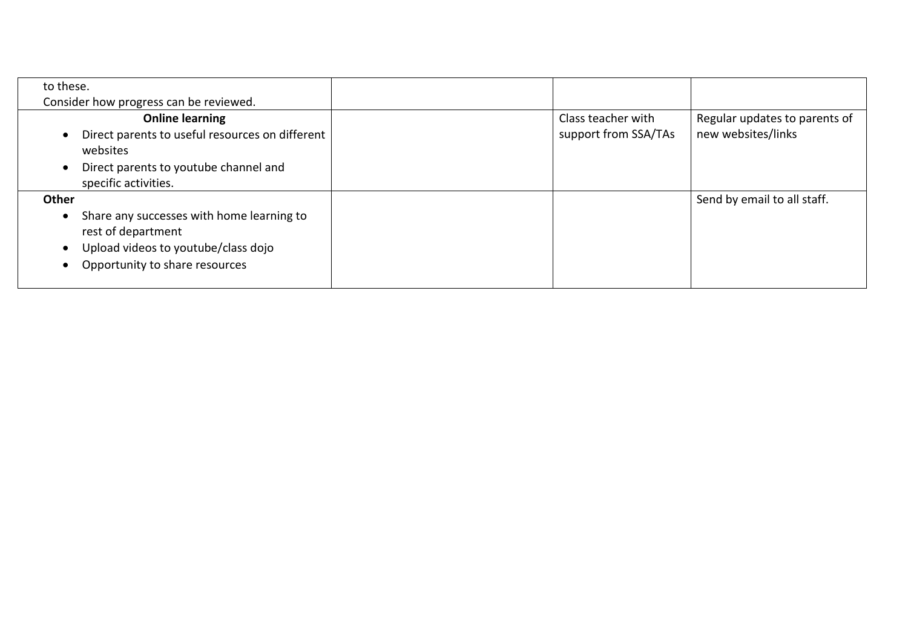| | | | |
|---|---|---|---|
| to these.<br>Consider how progress can be reviewed. | | | |
| **Online learning**<br>• Direct parents to useful resources on different websites<br>• Direct parents to youtube channel and specific activities. | | Class teacher with support from SSA/TAs | Regular updates to parents of new websites/links |
| **Other**<br>• Share any successes with home learning to rest of department<br>• Upload videos to youtube/class dojo<br>• Opportunity to share resources | | | Send by email to all staff. |